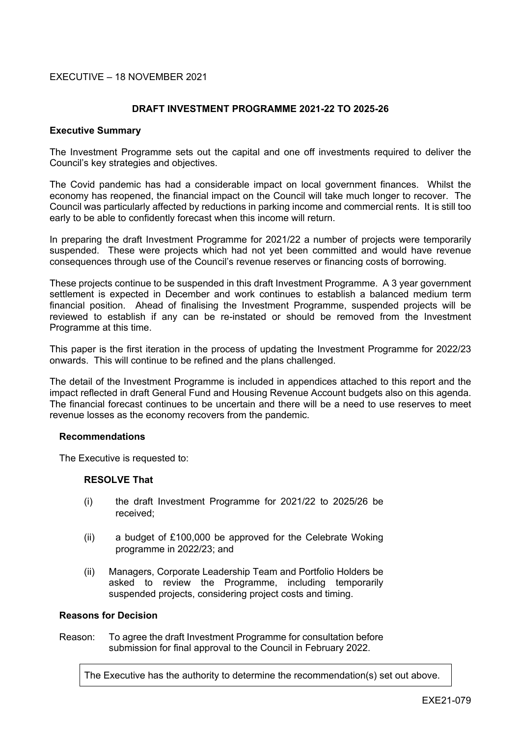EXECUTIVE – 18 NOVEMBER 2021

## DRAFT INVESTMENT PROGRAMME 2021-22 TO 2025-26

**Executive Summary**

The Investment Programme sets out the capital and one off investments required to deliver the Council's key strategies and objectives.

The Covid pandemic has had a considerable impact on local government finances. Whilst the economy has reopened, the financial impact on the Council will take much longer to recover. The Council was particularly affected by reductions in parking income and commercial rents. It is still too early to be able to confidently forecast when this income will return.

In preparing the draft Investment Programme for 2021/22 a number of projects were temporarily suspended. These were projects which had not yet been committed and would have revenue consequences through use of the Council's revenue reserves or financing costs of borrowing.

These projects continue to be suspended in this draft Investment Programme. A 3 year government settlement is expected in December and work continues to establish a balanced medium term financial position. Ahead of finalising the Investment Programme, suspended projects will be reviewed to establish if any can be re-instated or should be removed from the Investment Programme at this time.

This paper is the first iteration in the process of updating the Investment Programme for 2022/23 onwards. This will continue to be refined and the plans challenged.

The detail of the Investment Programme is included in appendices attached to this report and the impact reflected in draft General Fund and Housing Revenue Account budgets also on this agenda. The financial forecast continues to be uncertain and there will be a need to use reserves to meet revenue losses as the economy recovers from the pandemic.

**Recommendations**

The Executive is requested to:

**RESOLVE That**

(i) the draft Investment Programme for 2021/22 to 2025/26 be received;

(ii) a budget of £100,000 be approved for the Celebrate Woking programme in 2022/23; and

(ii) Managers, Corporate Leadership Team and Portfolio Holders be asked to review the Programme, including temporarily suspended projects, considering project costs and timing.

**Reasons for Decision**

Reason: To agree the draft Investment Programme for consultation before submission for final approval to the Council in February 2022.

The Executive has the authority to determine the recommendation(s) set out above.

EXE21-079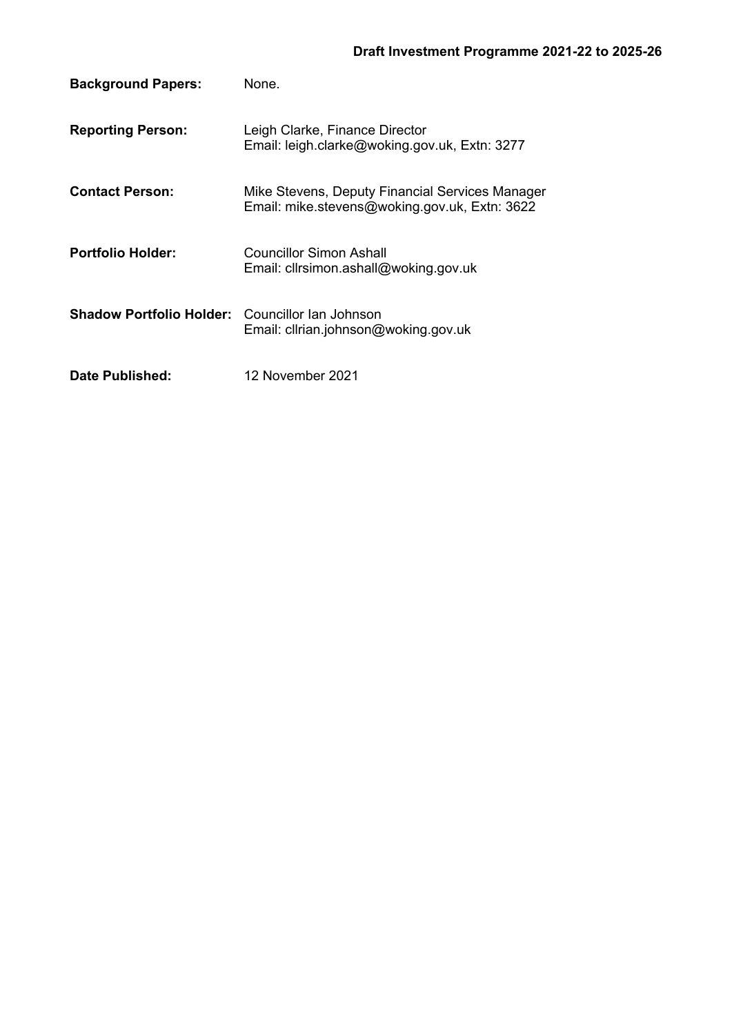**Draft Investment Programme 2021-22 to 2025-26**

**Background Papers:** None.

**Reporting Person:** Leigh Clarke, Finance Director
Email: leigh.clarke@woking.gov.uk, Extn: 3277

**Contact Person:** Mike Stevens, Deputy Financial Services Manager
Email: mike.stevens@woking.gov.uk, Extn: 3622

**Portfolio Holder:** Councillor Simon Ashall
Email: cllrsimon.ashall@woking.gov.uk

**Shadow Portfolio Holder:** Councillor Ian Johnson
Email: cllrian.johnson@woking.gov.uk

**Date Published:** 12 November 2021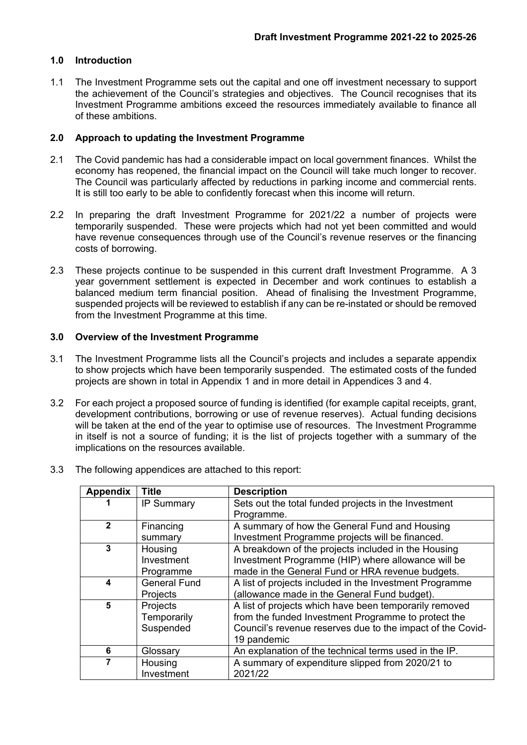**Draft Investment Programme 2021-22 to 2025-26**

## 1.0 Introduction

1.1 The Investment Programme sets out the capital and one off investment necessary to support the achievement of the Council's strategies and objectives. The Council recognises that its Investment Programme ambitions exceed the resources immediately available to finance all of these ambitions.

## 2.0 Approach to updating the Investment Programme

2.1 The Covid pandemic has had a considerable impact on local government finances. Whilst the economy has reopened, the financial impact on the Council will take much longer to recover. The Council was particularly affected by reductions in parking income and commercial rents. It is still too early to be able to confidently forecast when this income will return.

2.2 In preparing the draft Investment Programme for 2021/22 a number of projects were temporarily suspended. These were projects which had not yet been committed and would have revenue consequences through use of the Council's revenue reserves or the financing costs of borrowing.

2.3 These projects continue to be suspended in this current draft Investment Programme. A 3 year government settlement is expected in December and work continues to establish a balanced medium term financial position. Ahead of finalising the Investment Programme, suspended projects will be reviewed to establish if any can be re-instated or should be removed from the Investment Programme at this time.

## 3.0 Overview of the Investment Programme

3.1 The Investment Programme lists all the Council's projects and includes a separate appendix to show projects which have been temporarily suspended. The estimated costs of the funded projects are shown in total in Appendix 1 and in more detail in Appendices 3 and 4.

3.2 For each project a proposed source of funding is identified (for example capital receipts, grant, development contributions, borrowing or use of revenue reserves). Actual funding decisions will be taken at the end of the year to optimise use of resources. The Investment Programme in itself is not a source of funding; it is the list of projects together with a summary of the implications on the resources available.

3.3 The following appendices are attached to this report:

| Appendix | Title | Description |
|---|---|---|
| 1 | IP Summary | Sets out the total funded projects in the Investment Programme. |
| 2 | Financing summary | A summary of how the General Fund and Housing Investment Programme projects will be financed. |
| 3 | Housing Investment Programme | A breakdown of the projects included in the Housing Investment Programme (HIP) where allowance will be made in the General Fund or HRA revenue budgets. |
| 4 | General Fund Projects | A list of projects included in the Investment Programme (allowance made in the General Fund budget). |
| 5 | Projects Temporarily Suspended | A list of projects which have been temporarily removed from the funded Investment Programme to protect the Council's revenue reserves due to the impact of the Covid-19 pandemic |
| 6 | Glossary | An explanation of the technical terms used in the IP. |
| 7 | Housing Investment | A summary of expenditure slipped from 2020/21 to 2021/22 |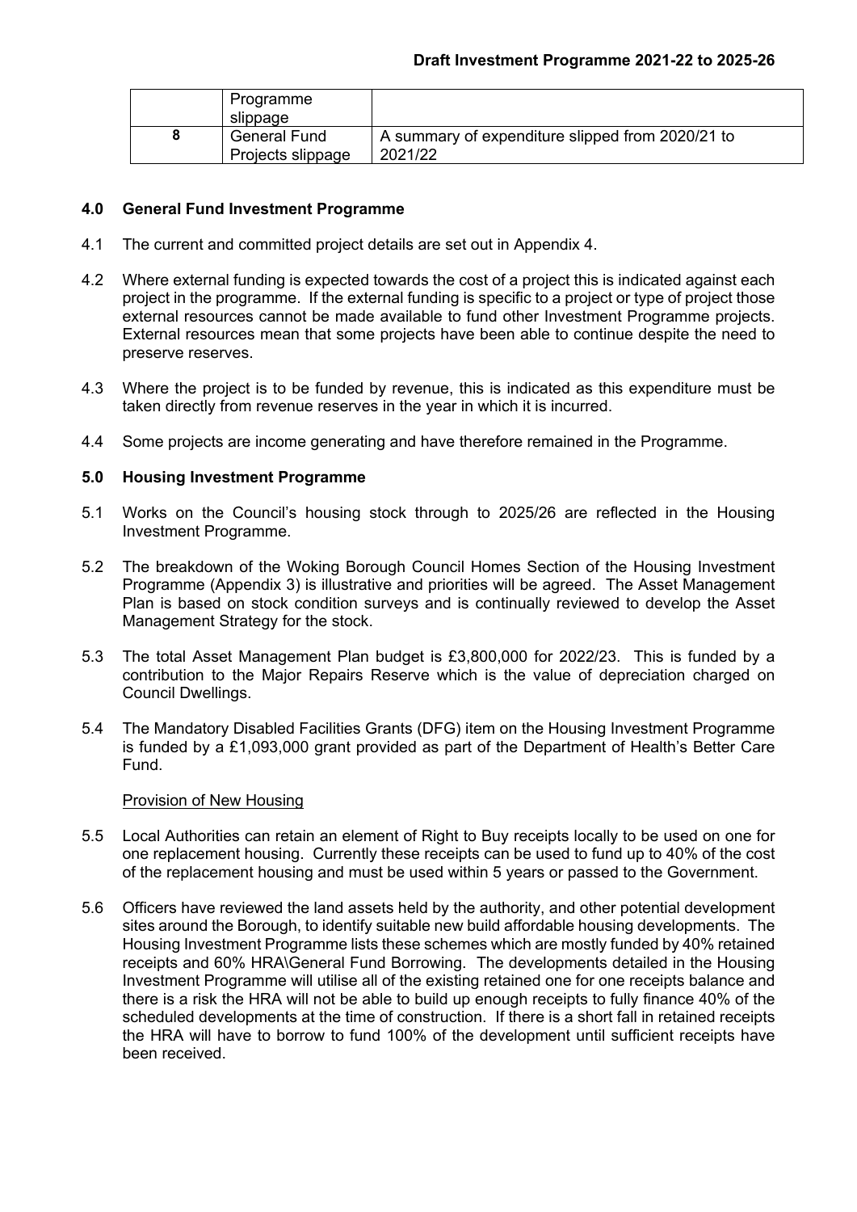|  | Programme slippage |  |
|---|---|---|
| **8** | General Fund Projects slippage | A summary of expenditure slipped from 2020/21 to 2021/22 |

## 4.0 General Fund Investment Programme

4.1 The current and committed project details are set out in Appendix 4.

4.2 Where external funding is expected towards the cost of a project this is indicated against each project in the programme. If the external funding is specific to a project or type of project those external resources cannot be made available to fund other Investment Programme projects. External resources mean that some projects have been able to continue despite the need to preserve reserves.

4.3 Where the project is to be funded by revenue, this is indicated as this expenditure must be taken directly from revenue reserves in the year in which it is incurred.

4.4 Some projects are income generating and have therefore remained in the Programme.

## 5.0 Housing Investment Programme

5.1 Works on the Council's housing stock through to 2025/26 are reflected in the Housing Investment Programme.

5.2 The breakdown of the Woking Borough Council Homes Section of the Housing Investment Programme (Appendix 3) is illustrative and priorities will be agreed. The Asset Management Plan is based on stock condition surveys and is continually reviewed to develop the Asset Management Strategy for the stock.

5.3 The total Asset Management Plan budget is £3,800,000 for 2022/23. This is funded by a contribution to the Major Repairs Reserve which is the value of depreciation charged on Council Dwellings.

5.4 The Mandatory Disabled Facilities Grants (DFG) item on the Housing Investment Programme is funded by a £1,093,000 grant provided as part of the Department of Health's Better Care Fund.

Provision of New Housing

5.5 Local Authorities can retain an element of Right to Buy receipts locally to be used on one for one replacement housing. Currently these receipts can be used to fund up to 40% of the cost of the replacement housing and must be used within 5 years or passed to the Government.

5.6 Officers have reviewed the land assets held by the authority, and other potential development sites around the Borough, to identify suitable new build affordable housing developments. The Housing Investment Programme lists these schemes which are mostly funded by 40% retained receipts and 60% HRA\General Fund Borrowing. The developments detailed in the Housing Investment Programme will utilise all of the existing retained one for one receipts balance and there is a risk the HRA will not be able to build up enough receipts to fully finance 40% of the scheduled developments at the time of construction. If there is a short fall in retained receipts the HRA will have to borrow to fund 100% of the development until sufficient receipts have been received.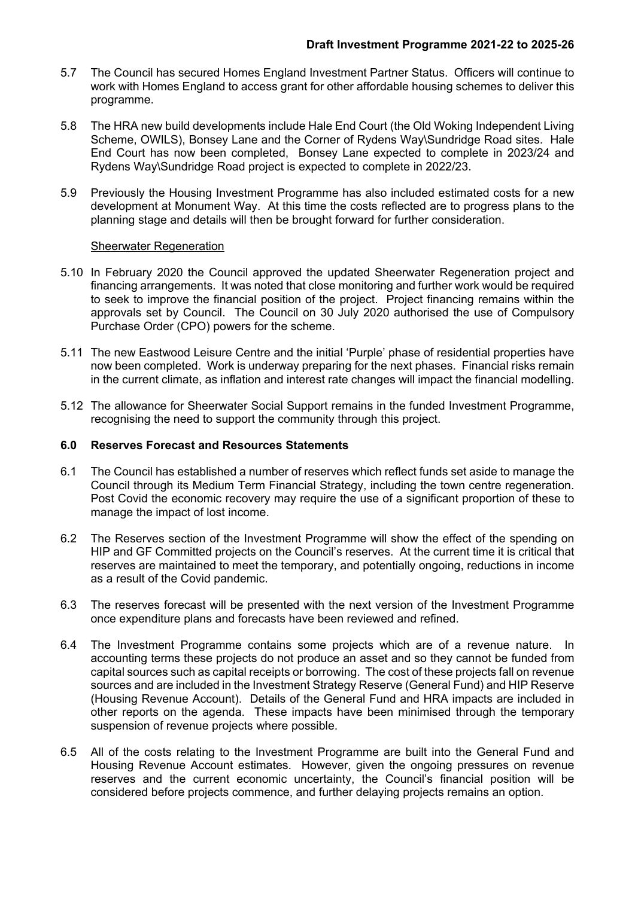5.7 The Council has secured Homes England Investment Partner Status. Officers will continue to work with Homes England to access grant for other affordable housing schemes to deliver this programme.

5.8 The HRA new build developments include Hale End Court (the Old Woking Independent Living Scheme, OWILS), Bonsey Lane and the Corner of Rydens Way\Sundridge Road sites. Hale End Court has now been completed, Bonsey Lane expected to complete in 2023/24 and Rydens Way\Sundridge Road project is expected to complete in 2022/23.

5.9 Previously the Housing Investment Programme has also included estimated costs for a new development at Monument Way. At this time the costs reflected are to progress plans to the planning stage and details will then be brought forward for further consideration.

<u>Sheerwater Regeneration</u>

5.10 In February 2020 the Council approved the updated Sheerwater Regeneration project and financing arrangements. It was noted that close monitoring and further work would be required to seek to improve the financial position of the project. Project financing remains within the approvals set by Council. The Council on 30 July 2020 authorised the use of Compulsory Purchase Order (CPO) powers for the scheme.

5.11 The new Eastwood Leisure Centre and the initial 'Purple' phase of residential properties have now been completed. Work is underway preparing for the next phases. Financial risks remain in the current climate, as inflation and interest rate changes will impact the financial modelling.

5.12 The allowance for Sheerwater Social Support remains in the funded Investment Programme, recognising the need to support the community through this project.

## 6.0 Reserves Forecast and Resources Statements

6.1 The Council has established a number of reserves which reflect funds set aside to manage the Council through its Medium Term Financial Strategy, including the town centre regeneration. Post Covid the economic recovery may require the use of a significant proportion of these to manage the impact of lost income.

6.2 The Reserves section of the Investment Programme will show the effect of the spending on HIP and GF Committed projects on the Council's reserves. At the current time it is critical that reserves are maintained to meet the temporary, and potentially ongoing, reductions in income as a result of the Covid pandemic.

6.3 The reserves forecast will be presented with the next version of the Investment Programme once expenditure plans and forecasts have been reviewed and refined.

6.4 The Investment Programme contains some projects which are of a revenue nature. In accounting terms these projects do not produce an asset and so they cannot be funded from capital sources such as capital receipts or borrowing. The cost of these projects fall on revenue sources and are included in the Investment Strategy Reserve (General Fund) and HIP Reserve (Housing Revenue Account). Details of the General Fund and HRA impacts are included in other reports on the agenda. These impacts have been minimised through the temporary suspension of revenue projects where possible.

6.5 All of the costs relating to the Investment Programme are built into the General Fund and Housing Revenue Account estimates. However, given the ongoing pressures on revenue reserves and the current economic uncertainty, the Council's financial position will be considered before projects commence, and further delaying projects remains an option.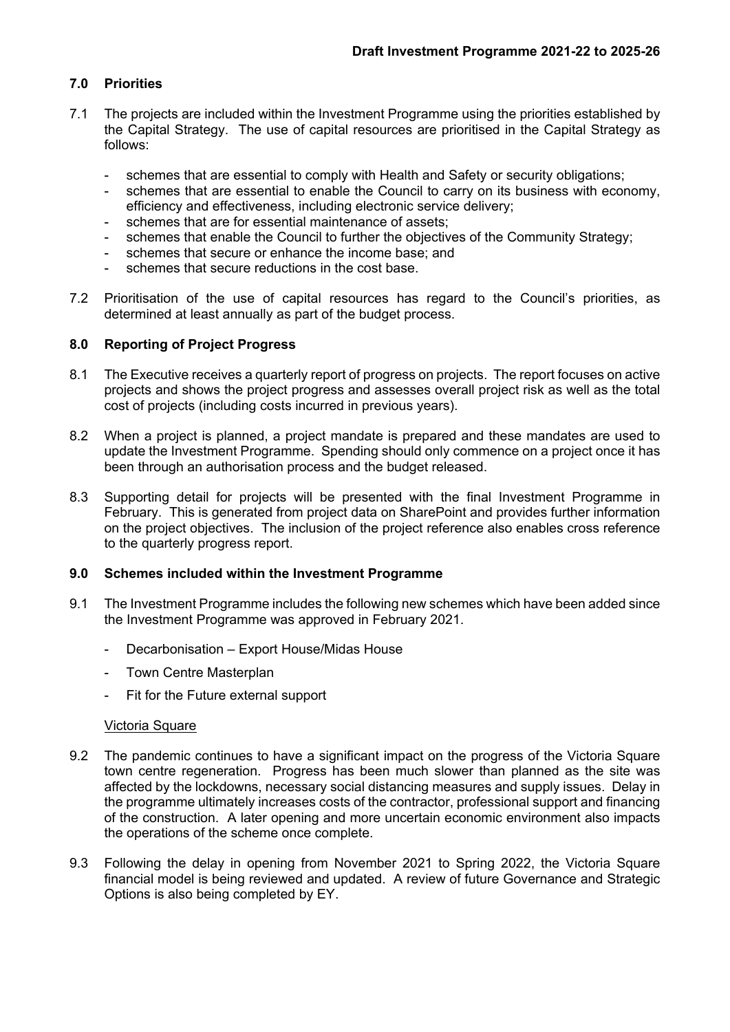## 7.0 Priorities

7.1 The projects are included within the Investment Programme using the priorities established by the Capital Strategy. The use of capital resources are prioritised in the Capital Strategy as follows:

- schemes that are essential to comply with Health and Safety or security obligations;
- schemes that are essential to enable the Council to carry on its business with economy, efficiency and effectiveness, including electronic service delivery;
- schemes that are for essential maintenance of assets;
- schemes that enable the Council to further the objectives of the Community Strategy;
- schemes that secure or enhance the income base; and
- schemes that secure reductions in the cost base.

7.2 Prioritisation of the use of capital resources has regard to the Council's priorities, as determined at least annually as part of the budget process.

## 8.0 Reporting of Project Progress

8.1 The Executive receives a quarterly report of progress on projects. The report focuses on active projects and shows the project progress and assesses overall project risk as well as the total cost of projects (including costs incurred in previous years).

8.2 When a project is planned, a project mandate is prepared and these mandates are used to update the Investment Programme. Spending should only commence on a project once it has been through an authorisation process and the budget released.

8.3 Supporting detail for projects will be presented with the final Investment Programme in February. This is generated from project data on SharePoint and provides further information on the project objectives. The inclusion of the project reference also enables cross reference to the quarterly progress report.

## 9.0 Schemes included within the Investment Programme

9.1 The Investment Programme includes the following new schemes which have been added since the Investment Programme was approved in February 2021.

- Decarbonisation – Export House/Midas House
- Town Centre Masterplan
- Fit for the Future external support

### Victoria Square

9.2 The pandemic continues to have a significant impact on the progress of the Victoria Square town centre regeneration. Progress has been much slower than planned as the site was affected by the lockdowns, necessary social distancing measures and supply issues. Delay in the programme ultimately increases costs of the contractor, professional support and financing of the construction. A later opening and more uncertain economic environment also impacts the operations of the scheme once complete.

9.3 Following the delay in opening from November 2021 to Spring 2022, the Victoria Square financial model is being reviewed and updated. A review of future Governance and Strategic Options is also being completed by EY.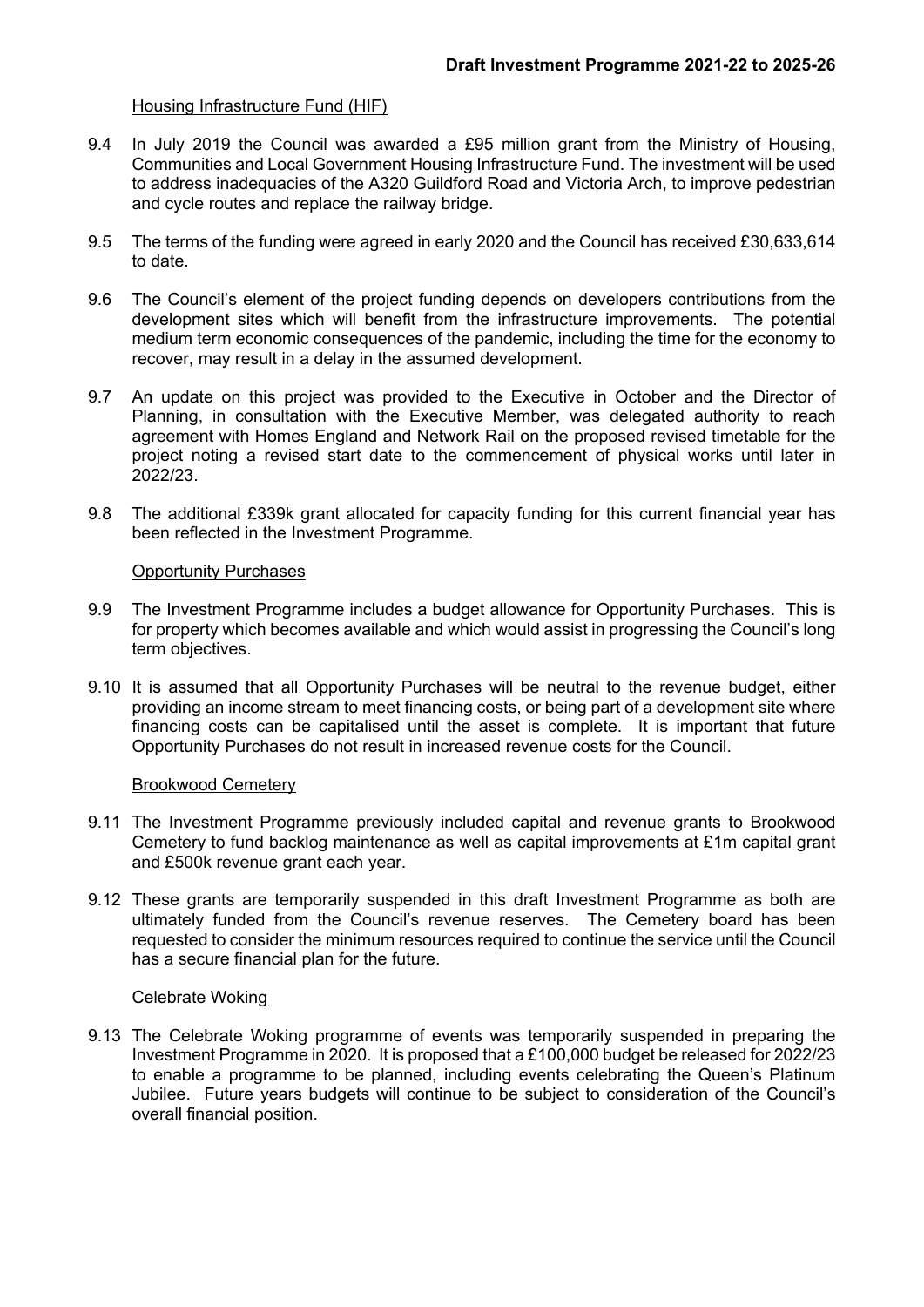Housing Infrastructure Fund (HIF)

9.4 In July 2019 the Council was awarded a £95 million grant from the Ministry of Housing, Communities and Local Government Housing Infrastructure Fund. The investment will be used to address inadequacies of the A320 Guildford Road and Victoria Arch, to improve pedestrian and cycle routes and replace the railway bridge.

9.5 The terms of the funding were agreed in early 2020 and the Council has received £30,633,614 to date.

9.6 The Council's element of the project funding depends on developers contributions from the development sites which will benefit from the infrastructure improvements. The potential medium term economic consequences of the pandemic, including the time for the economy to recover, may result in a delay in the assumed development.

9.7 An update on this project was provided to the Executive in October and the Director of Planning, in consultation with the Executive Member, was delegated authority to reach agreement with Homes England and Network Rail on the proposed revised timetable for the project noting a revised start date to the commencement of physical works until later in 2022/23.

9.8 The additional £339k grant allocated for capacity funding for this current financial year has been reflected in the Investment Programme.

Opportunity Purchases

9.9 The Investment Programme includes a budget allowance for Opportunity Purchases. This is for property which becomes available and which would assist in progressing the Council's long term objectives.

9.10 It is assumed that all Opportunity Purchases will be neutral to the revenue budget, either providing an income stream to meet financing costs, or being part of a development site where financing costs can be capitalised until the asset is complete. It is important that future Opportunity Purchases do not result in increased revenue costs for the Council.

Brookwood Cemetery

9.11 The Investment Programme previously included capital and revenue grants to Brookwood Cemetery to fund backlog maintenance as well as capital improvements at £1m capital grant and £500k revenue grant each year.

9.12 These grants are temporarily suspended in this draft Investment Programme as both are ultimately funded from the Council's revenue reserves. The Cemetery board has been requested to consider the minimum resources required to continue the service until the Council has a secure financial plan for the future.

Celebrate Woking

9.13 The Celebrate Woking programme of events was temporarily suspended in preparing the Investment Programme in 2020. It is proposed that a £100,000 budget be released for 2022/23 to enable a programme to be planned, including events celebrating the Queen's Platinum Jubilee. Future years budgets will continue to be subject to consideration of the Council's overall financial position.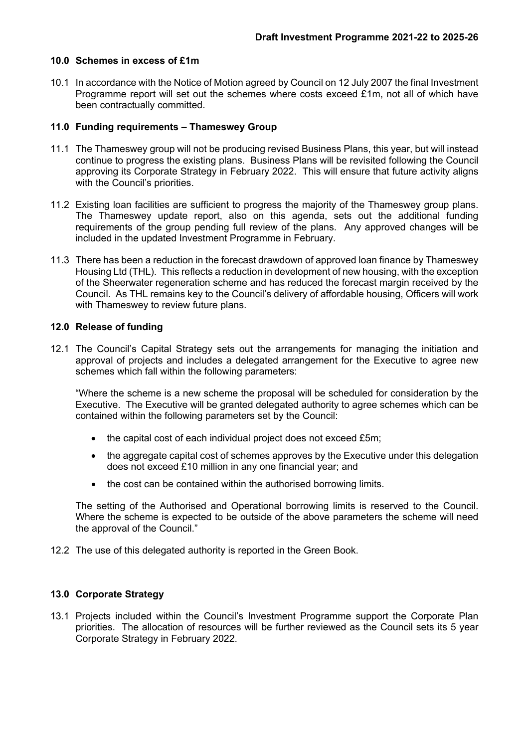## 10.0 Schemes in excess of £1m

10.1 In accordance with the Notice of Motion agreed by Council on 12 July 2007 the final Investment Programme report will set out the schemes where costs exceed £1m, not all of which have been contractually committed.

## 11.0 Funding requirements – Thameswey Group

11.1 The Thameswey group will not be producing revised Business Plans, this year, but will instead continue to progress the existing plans. Business Plans will be revisited following the Council approving its Corporate Strategy in February 2022. This will ensure that future activity aligns with the Council's priorities.

11.2 Existing loan facilities are sufficient to progress the majority of the Thameswey group plans. The Thameswey update report, also on this agenda, sets out the additional funding requirements of the group pending full review of the plans. Any approved changes will be included in the updated Investment Programme in February.

11.3 There has been a reduction in the forecast drawdown of approved loan finance by Thameswey Housing Ltd (THL). This reflects a reduction in development of new housing, with the exception of the Sheerwater regeneration scheme and has reduced the forecast margin received by the Council. As THL remains key to the Council's delivery of affordable housing, Officers will work with Thameswey to review future plans.

## 12.0 Release of funding

12.1 The Council's Capital Strategy sets out the arrangements for managing the initiation and approval of projects and includes a delegated arrangement for the Executive to agree new schemes which fall within the following parameters:

"Where the scheme is a new scheme the proposal will be scheduled for consideration by the Executive. The Executive will be granted delegated authority to agree schemes which can be contained within the following parameters set by the Council:

- the capital cost of each individual project does not exceed £5m;
- the aggregate capital cost of schemes approves by the Executive under this delegation does not exceed £10 million in any one financial year; and
- the cost can be contained within the authorised borrowing limits.

The setting of the Authorised and Operational borrowing limits is reserved to the Council. Where the scheme is expected to be outside of the above parameters the scheme will need the approval of the Council."

12.2 The use of this delegated authority is reported in the Green Book.

## 13.0 Corporate Strategy

13.1 Projects included within the Council's Investment Programme support the Corporate Plan priorities. The allocation of resources will be further reviewed as the Council sets its 5 year Corporate Strategy in February 2022.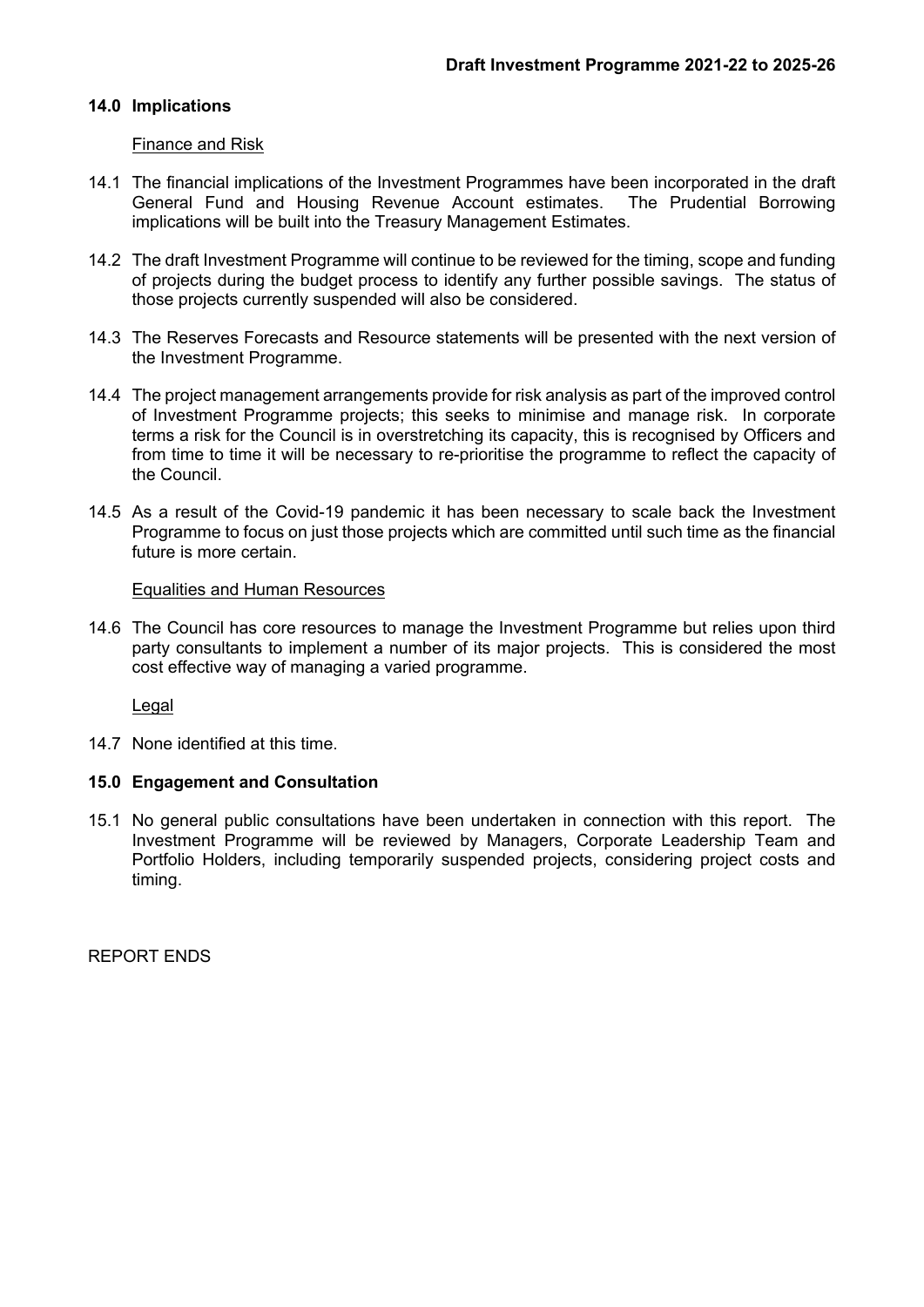## 14.0 Implications

Finance and Risk

14.1 The financial implications of the Investment Programmes have been incorporated in the draft General Fund and Housing Revenue Account estimates. The Prudential Borrowing implications will be built into the Treasury Management Estimates.

14.2 The draft Investment Programme will continue to be reviewed for the timing, scope and funding of projects during the budget process to identify any further possible savings. The status of those projects currently suspended will also be considered.

14.3 The Reserves Forecasts and Resource statements will be presented with the next version of the Investment Programme.

14.4 The project management arrangements provide for risk analysis as part of the improved control of Investment Programme projects; this seeks to minimise and manage risk. In corporate terms a risk for the Council is in overstretching its capacity, this is recognised by Officers and from time to time it will be necessary to re-prioritise the programme to reflect the capacity of the Council.

14.5 As a result of the Covid-19 pandemic it has been necessary to scale back the Investment Programme to focus on just those projects which are committed until such time as the financial future is more certain.

Equalities and Human Resources

14.6 The Council has core resources to manage the Investment Programme but relies upon third party consultants to implement a number of its major projects. This is considered the most cost effective way of managing a varied programme.

Legal

14.7 None identified at this time.

## 15.0 Engagement and Consultation

15.1 No general public consultations have been undertaken in connection with this report. The Investment Programme will be reviewed by Managers, Corporate Leadership Team and Portfolio Holders, including temporarily suspended projects, considering project costs and timing.

REPORT ENDS